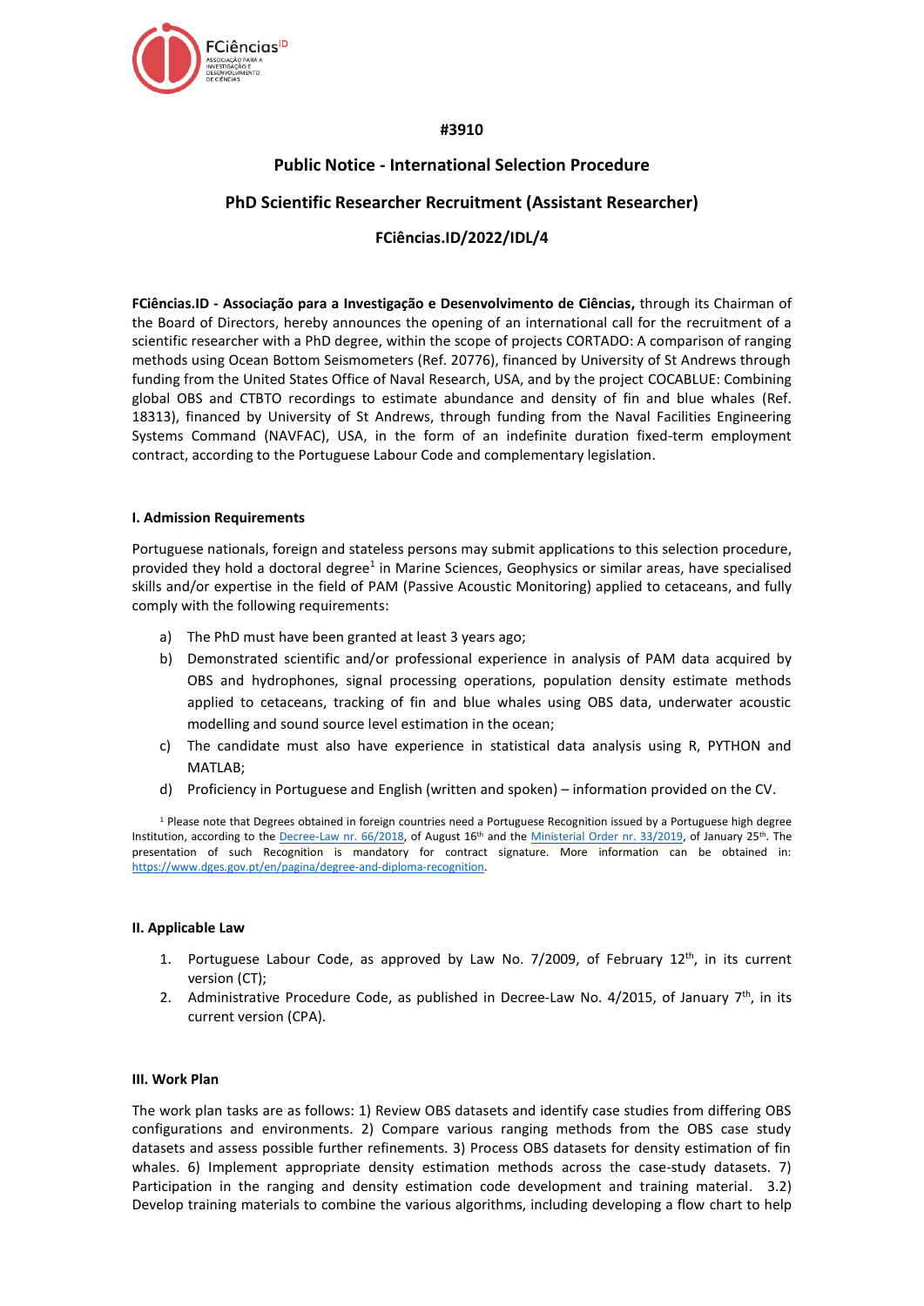#3910

# Public Notice - International Selection Procedure

## PhD Scientific Researcher Recruitment (Assistant Researcher)

## FCiências.ID/2022/IDL/4

**FCiências.ID - Associação para a Investigação e Desenvolvimento de Ciências,** through its Chairman of the Board of Directors, hereby announces the opening of an international call for the recruitment of a scientific researcher with a PhD degree, within the scope of projects CORTADO: A comparison of ranging methods using Ocean Bottom Seismometers (Ref. 20776), financed by University of St Andrews through funding from the United States Office of Naval Research, USA, and by the project COCABLUE: Combining global OBS and CTBTO recordings to estimate abundance and density of fin and blue whales (Ref. 18313), financed by University of St Andrews, through funding from the Naval Facilities Engineering Systems Command (NAVFAC), USA, in the form of an indefinite duration fixed-term employment contract, according to the Portuguese Labour Code and complementary legislation.

### I. Admission Requirements

Portuguese nationals, foreign and stateless persons may submit applications to this selection procedure, provided they hold a doctoral degree[1] in Marine Sciences, Geophysics or similar areas, have specialised skills and/or expertise in the field of PAM (Passive Acoustic Monitoring) applied to cetaceans, and fully comply with the following requirements:

a) The PhD must have been granted at least 3 years ago;

b) Demonstrated scientific and/or professional experience in analysis of PAM data acquired by OBS and hydrophones, signal processing operations, population density estimate methods applied to cetaceans, tracking of fin and blue whales using OBS data, underwater acoustic modelling and sound source level estimation in the ocean;

c) The candidate must also have experience in statistical data analysis using R, PYTHON and MATLAB;

d) Proficiency in Portuguese and English (written and spoken) – information provided on the CV.

[1] Please note that Degrees obtained in foreign countries need a Portuguese Recognition issued by a Portuguese high degree Institution, according to the Decree-Law nr. 66/2018, of August 16th and the Ministerial Order nr. 33/2019, of January 25th. The presentation of such Recognition is mandatory for contract signature. More information can be obtained in: https://www.dges.gov.pt/en/pagina/degree-and-diploma-recognition.

### II. Applicable Law

1. Portuguese Labour Code, as approved by Law No. 7/2009, of February 12th, in its current version (CT);
2. Administrative Procedure Code, as published in Decree-Law No. 4/2015, of January 7th, in its current version (CPA).

### III. Work Plan

The work plan tasks are as follows: 1) Review OBS datasets and identify case studies from differing OBS configurations and environments. 2) Compare various ranging methods from the OBS case study datasets and assess possible further refinements. 3) Process OBS datasets for density estimation of fin whales. 6) Implement appropriate density estimation methods across the case-study datasets. 7) Participation in the ranging and density estimation code development and training material. 3.2) Develop training materials to combine the various algorithms, including developing a flow chart to help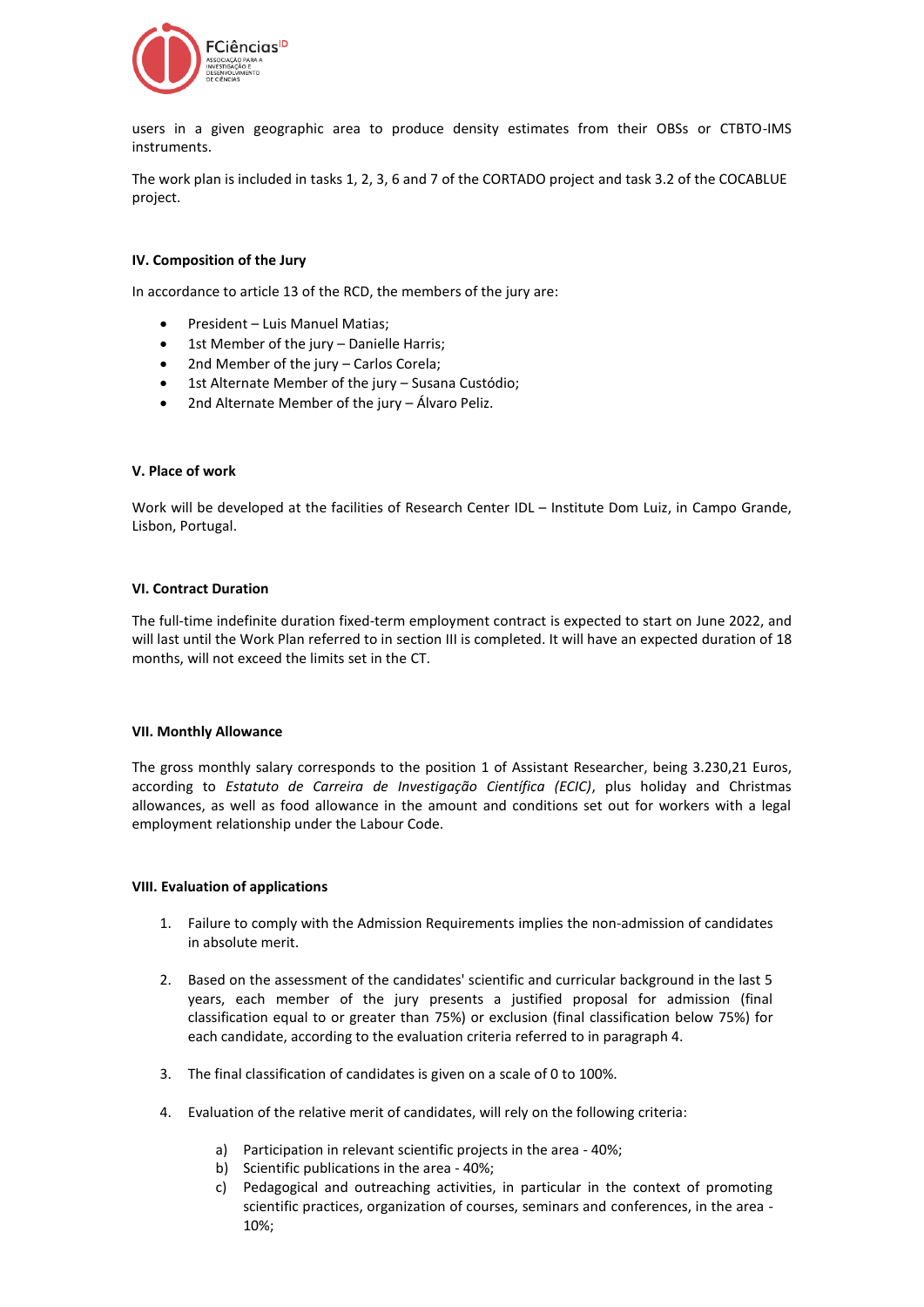users in a given geographic area to produce density estimates from their OBSs or CTBTO-IMS instruments.

The work plan is included in tasks 1, 2, 3, 6 and 7 of the CORTADO project and task 3.2 of the COCABLUE project.

**IV. Composition of the Jury**

In accordance to article 13 of the RCD, the members of the jury are:

- President – Luis Manuel Matias;
- 1st Member of the jury – Danielle Harris;
- 2nd Member of the jury – Carlos Corela;
- 1st Alternate Member of the jury – Susana Custódio;
- 2nd Alternate Member of the jury – Álvaro Peliz.

**V. Place of work**

Work will be developed at the facilities of Research Center IDL – Institute Dom Luiz, in Campo Grande, Lisbon, Portugal.

**VI. Contract Duration**

The full-time indefinite duration fixed-term employment contract is expected to start on June 2022, and will last until the Work Plan referred to in section III is completed. It will have an expected duration of 18 months, will not exceed the limits set in the CT.

**VII. Monthly Allowance**

The gross monthly salary corresponds to the position 1 of Assistant Researcher, being 3.230,21 Euros, according to *Estatuto de Carreira de Investigação Científica (ECIC)*, plus holiday and Christmas allowances, as well as food allowance in the amount and conditions set out for workers with a legal employment relationship under the Labour Code.

**VIII. Evaluation of applications**

1. Failure to comply with the Admission Requirements implies the non-admission of candidates in absolute merit.

2. Based on the assessment of the candidates' scientific and curricular background in the last 5 years, each member of the jury presents a justified proposal for admission (final classification equal to or greater than 75%) or exclusion (final classification below 75%) for each candidate, according to the evaluation criteria referred to in paragraph 4.

3. The final classification of candidates is given on a scale of 0 to 100%.

4. Evaluation of the relative merit of candidates, will rely on the following criteria:

   a) Participation in relevant scientific projects in the area - 40%;
   b) Scientific publications in the area - 40%;
   c) Pedagogical and outreaching activities, in particular in the context of promoting scientific practices, organization of courses, seminars and conferences, in the area - 10%;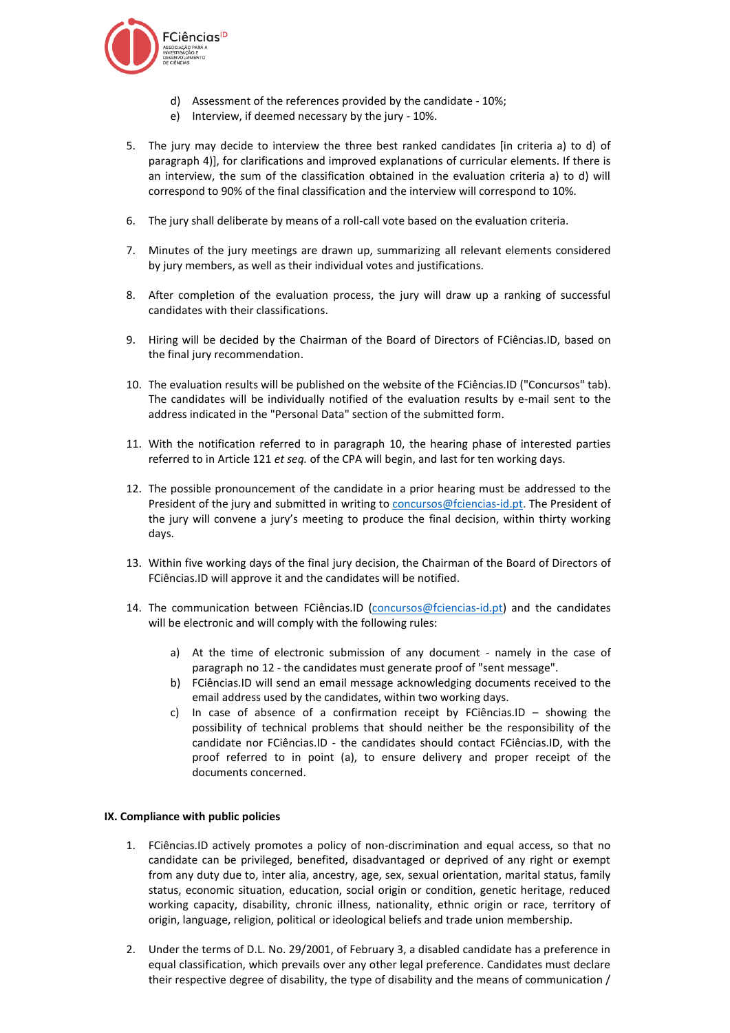d) Assessment of the references provided by the candidate - 10%;
e) Interview, if deemed necessary by the jury - 10%.

5. The jury may decide to interview the three best ranked candidates [in criteria a) to d) of paragraph 4)], for clarifications and improved explanations of curricular elements. If there is an interview, the sum of the classification obtained in the evaluation criteria a) to d) will correspond to 90% of the final classification and the interview will correspond to 10%.

6. The jury shall deliberate by means of a roll-call vote based on the evaluation criteria.

7. Minutes of the jury meetings are drawn up, summarizing all relevant elements considered by jury members, as well as their individual votes and justifications.

8. After completion of the evaluation process, the jury will draw up a ranking of successful candidates with their classifications.

9. Hiring will be decided by the Chairman of the Board of Directors of FCiências.ID, based on the final jury recommendation.

10. The evaluation results will be published on the website of the FCiências.ID ("Concursos" tab). The candidates will be individually notified of the evaluation results by e-mail sent to the address indicated in the "Personal Data" section of the submitted form.

11. With the notification referred to in paragraph 10, the hearing phase of interested parties referred to in Article 121 *et seq.* of the CPA will begin, and last for ten working days.

12. The possible pronouncement of the candidate in a prior hearing must be addressed to the President of the jury and submitted in writing to concursos@fciencias-id.pt. The President of the jury will convene a jury's meeting to produce the final decision, within thirty working days.

13. Within five working days of the final jury decision, the Chairman of the Board of Directors of FCiências.ID will approve it and the candidates will be notified.

14. The communication between FCiências.ID (concursos@fciencias-id.pt) and the candidates will be electronic and will comply with the following rules:

    a) At the time of electronic submission of any document - namely in the case of paragraph no 12 - the candidates must generate proof of "sent message".
    b) FCiências.ID will send an email message acknowledging documents received to the email address used by the candidates, within two working days.
    c) In case of absence of a confirmation receipt by FCiências.ID – showing the possibility of technical problems that should neither be the responsibility of the candidate nor FCiências.ID - the candidates should contact FCiências.ID, with the proof referred to in point (a), to ensure delivery and proper receipt of the documents concerned.

**IX. Compliance with public policies**

1. FCiências.ID actively promotes a policy of non-discrimination and equal access, so that no candidate can be privileged, benefited, disadvantaged or deprived of any right or exempt from any duty due to, inter alia, ancestry, age, sex, sexual orientation, marital status, family status, economic situation, education, social origin or condition, genetic heritage, reduced working capacity, disability, chronic illness, nationality, ethnic origin or race, territory of origin, language, religion, political or ideological beliefs and trade union membership.

2. Under the terms of D.L. No. 29/2001, of February 3, a disabled candidate has a preference in equal classification, which prevails over any other legal preference. Candidates must declare their respective degree of disability, the type of disability and the means of communication /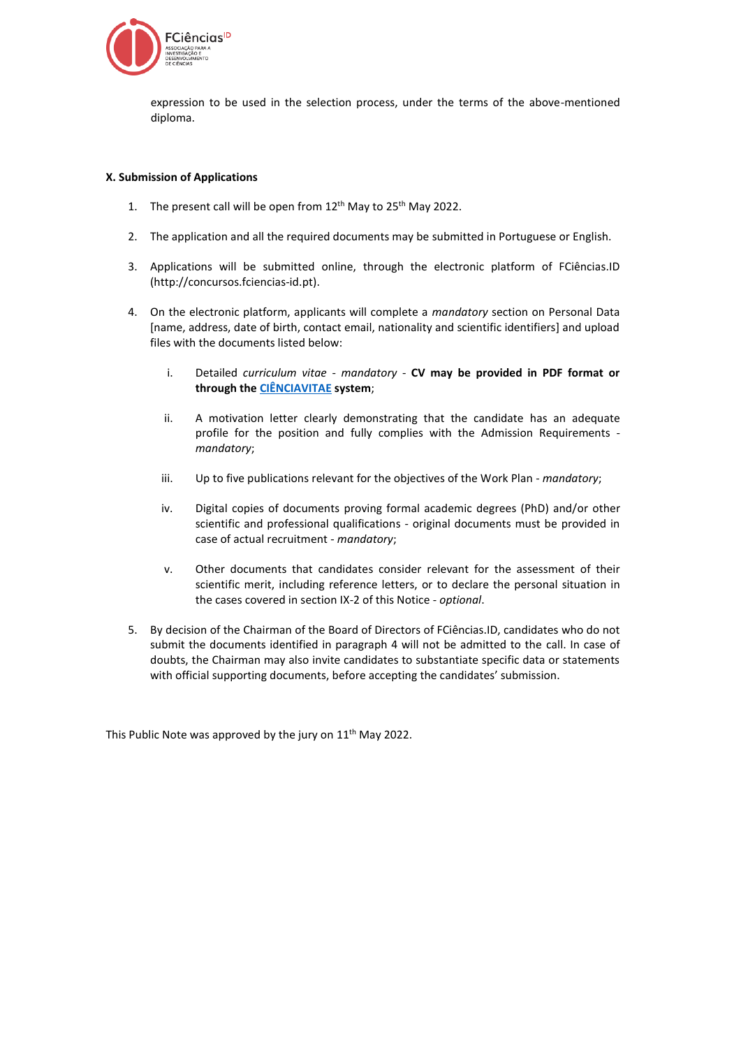expression to be used in the selection process, under the terms of the above-mentioned diploma.

**X. Submission of Applications**

1. The present call will be open from 12th May to 25th May 2022.

2. The application and all the required documents may be submitted in Portuguese or English.

3. Applications will be submitted online, through the electronic platform of FCiências.ID (http://concursos.fciencias-id.pt).

4. On the electronic platform, applicants will complete a *mandatory* section on Personal Data [name, address, date of birth, contact email, nationality and scientific identifiers] and upload files with the documents listed below:

   i. Detailed *curriculum vitae* - *mandatory* - **CV may be provided in PDF format or through the CIÊNCIAVITAE system**;

   ii. A motivation letter clearly demonstrating that the candidate has an adequate profile for the position and fully complies with the Admission Requirements - *mandatory*;

   iii. Up to five publications relevant for the objectives of the Work Plan - *mandatory*;

   iv. Digital copies of documents proving formal academic degrees (PhD) and/or other scientific and professional qualifications - original documents must be provided in case of actual recruitment - *mandatory*;

   v. Other documents that candidates consider relevant for the assessment of their scientific merit, including reference letters, or to declare the personal situation in the cases covered in section IX-2 of this Notice - *optional*.

5. By decision of the Chairman of the Board of Directors of FCiências.ID, candidates who do not submit the documents identified in paragraph 4 will not be admitted to the call. In case of doubts, the Chairman may also invite candidates to substantiate specific data or statements with official supporting documents, before accepting the candidates' submission.

This Public Note was approved by the jury on 11th May 2022.